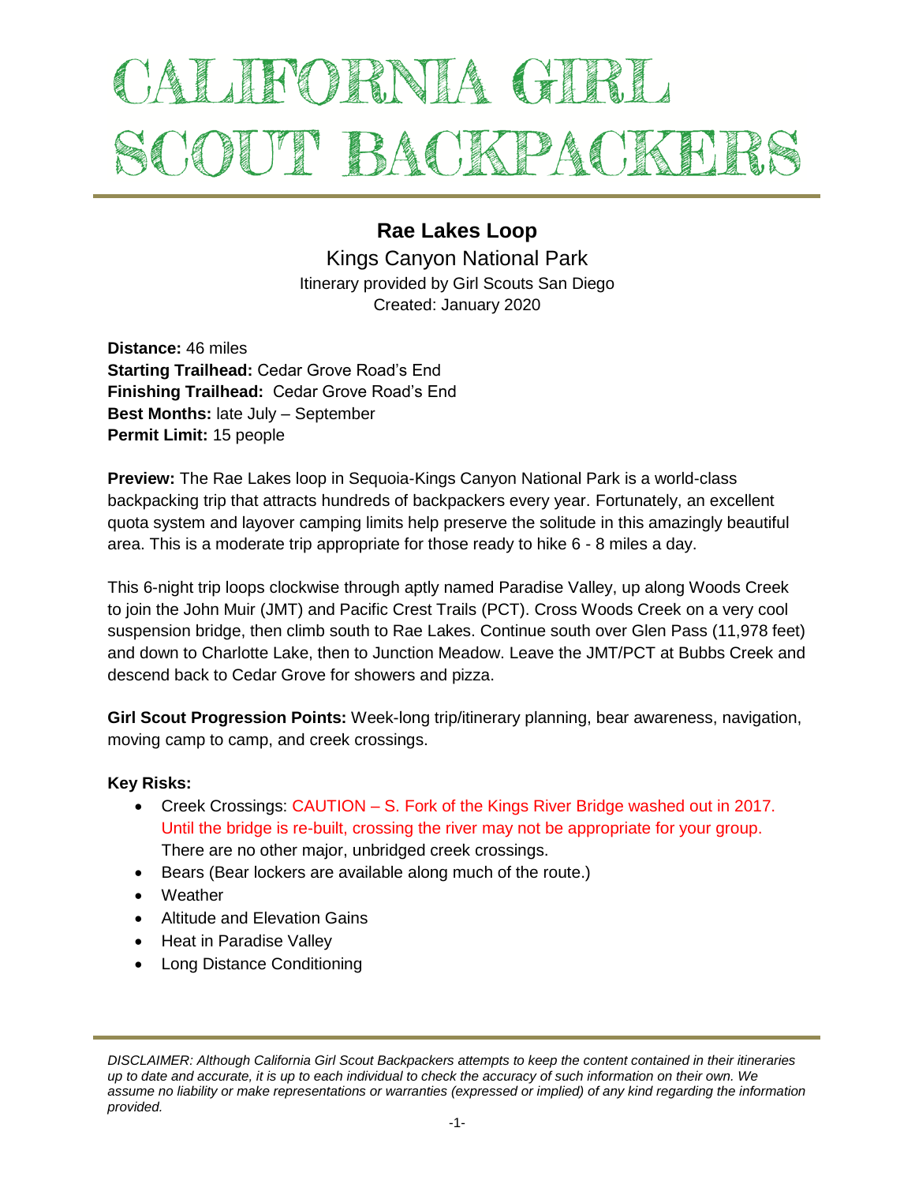# CALIFORNIA GIRL SCOUT BACKPACKERS

## Rae Lakes Loop

Kings Canyon National Park

Itinerary provided by Girl Scouts San Diego

Created: January 2020

**Distance:** 46 miles
**Starting Trailhead:** Cedar Grove Road's End
**Finishing Trailhead:** Cedar Grove Road's End
**Best Months:** late July – September
**Permit Limit:** 15 people

**Preview:** The Rae Lakes loop in Sequoia-Kings Canyon National Park is a world-class backpacking trip that attracts hundreds of backpackers every year. Fortunately, an excellent quota system and layover camping limits help preserve the solitude in this amazingly beautiful area. This is a moderate trip appropriate for those ready to hike 6 - 8 miles a day.

This 6-night trip loops clockwise through aptly named Paradise Valley, up along Woods Creek to join the John Muir (JMT) and Pacific Crest Trails (PCT). Cross Woods Creek on a very cool suspension bridge, then climb south to Rae Lakes. Continue south over Glen Pass (11,978 feet) and down to Charlotte Lake, then to Junction Meadow. Leave the JMT/PCT at Bubbs Creek and descend back to Cedar Grove for showers and pizza.

**Girl Scout Progression Points:** Week-long trip/itinerary planning, bear awareness, navigation, moving camp to camp, and creek crossings.

**Key Risks:**

- Creek Crossings: CAUTION – S. Fork of the Kings River Bridge washed out in 2017. Until the bridge is re-built, crossing the river may not be appropriate for your group. There are no other major, unbridged creek crossings.
- Bears (Bear lockers are available along much of the route.)
- Weather
- Altitude and Elevation Gains
- Heat in Paradise Valley
- Long Distance Conditioning

*DISCLAIMER: Although California Girl Scout Backpackers attempts to keep the content contained in their itineraries up to date and accurate, it is up to each individual to check the accuracy of such information on their own. We assume no liability or make representations or warranties (expressed or implied) of any kind regarding the information provided.*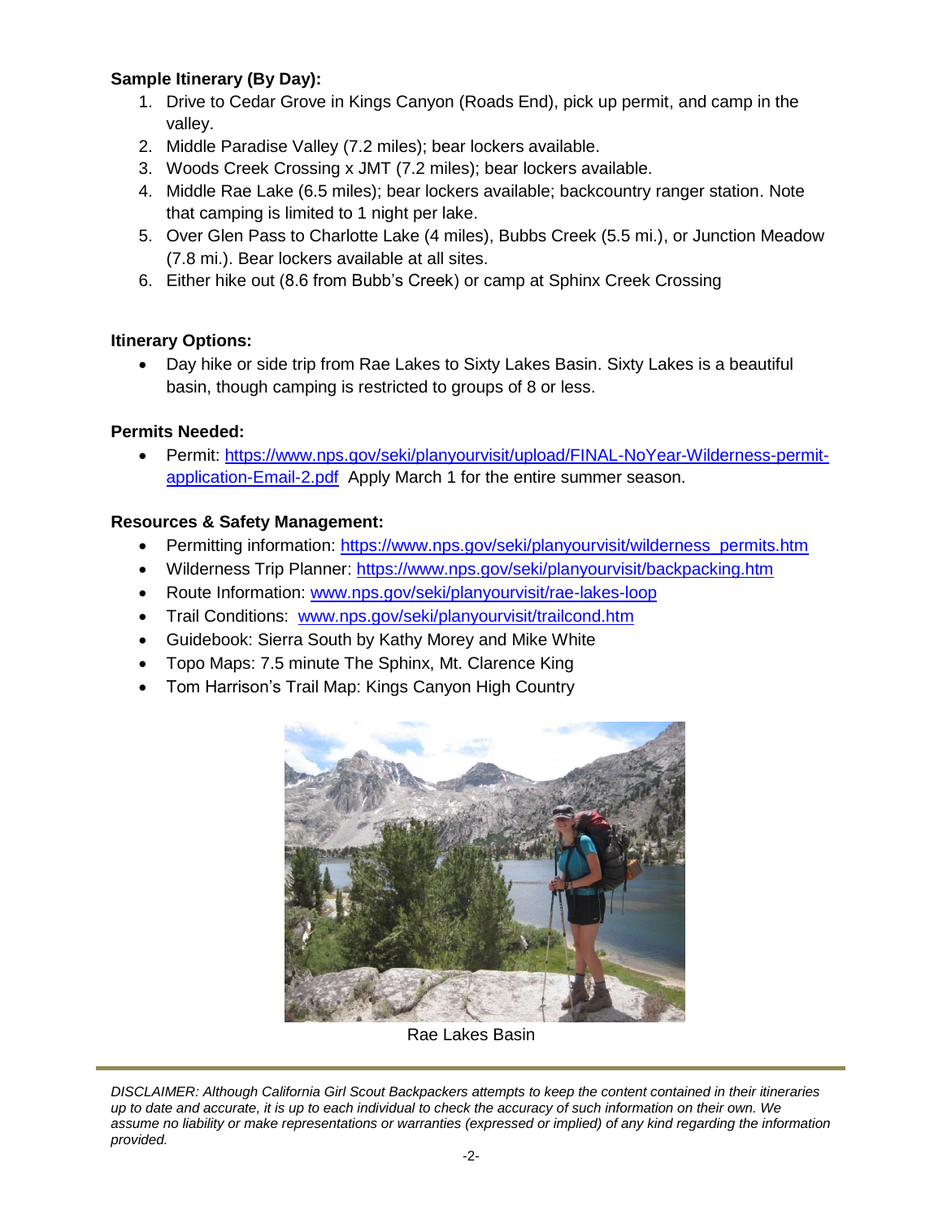**Sample Itinerary (By Day):**

1. Drive to Cedar Grove in Kings Canyon (Roads End), pick up permit, and camp in the valley.
2. Middle Paradise Valley (7.2 miles); bear lockers available.
3. Woods Creek Crossing x JMT (7.2 miles); bear lockers available.
4. Middle Rae Lake (6.5 miles); bear lockers available; backcountry ranger station. Note that camping is limited to 1 night per lake.
5. Over Glen Pass to Charlotte Lake (4 miles), Bubbs Creek (5.5 mi.), or Junction Meadow (7.8 mi.). Bear lockers available at all sites.
6. Either hike out (8.6 from Bubb's Creek) or camp at Sphinx Creek Crossing

**Itinerary Options:**

- Day hike or side trip from Rae Lakes to Sixty Lakes Basin. Sixty Lakes is a beautiful basin, though camping is restricted to groups of 8 or less.

**Permits Needed:**

- Permit: [https://www.nps.gov/seki/planyourvisit/upload/FINAL-NoYear-Wilderness-permit-application-Email-2.pdf](https://www.nps.gov/seki/planyourvisit/upload/FINAL-NoYear-Wilderness-permit-application-Email-2.pdf) Apply March 1 for the entire summer season.

**Resources & Safety Management:**

- Permitting information: [https://www.nps.gov/seki/planyourvisit/wilderness_permits.htm](https://www.nps.gov/seki/planyourvisit/wilderness_permits.htm)
- Wilderness Trip Planner: [https://www.nps.gov/seki/planyourvisit/backpacking.htm](https://www.nps.gov/seki/planyourvisit/backpacking.htm)
- Route Information: [www.nps.gov/seki/planyourvisit/rae-lakes-loop](www.nps.gov/seki/planyourvisit/rae-lakes-loop)
- Trail Conditions: [www.nps.gov/seki/planyourvisit/trailcond.htm](www.nps.gov/seki/planyourvisit/trailcond.htm)
- Guidebook: Sierra South by Kathy Morey and Mike White
- Topo Maps: 7.5 minute The Sphinx, Mt. Clarence King
- Tom Harrison's Trail Map: Kings Canyon High Country

Rae Lakes Basin

---

*DISCLAIMER: Although California Girl Scout Backpackers attempts to keep the content contained in their itineraries up to date and accurate, it is up to each individual to check the accuracy of such information on their own. We assume no liability or make representations or warranties (expressed or implied) of any kind regarding the information provided.*